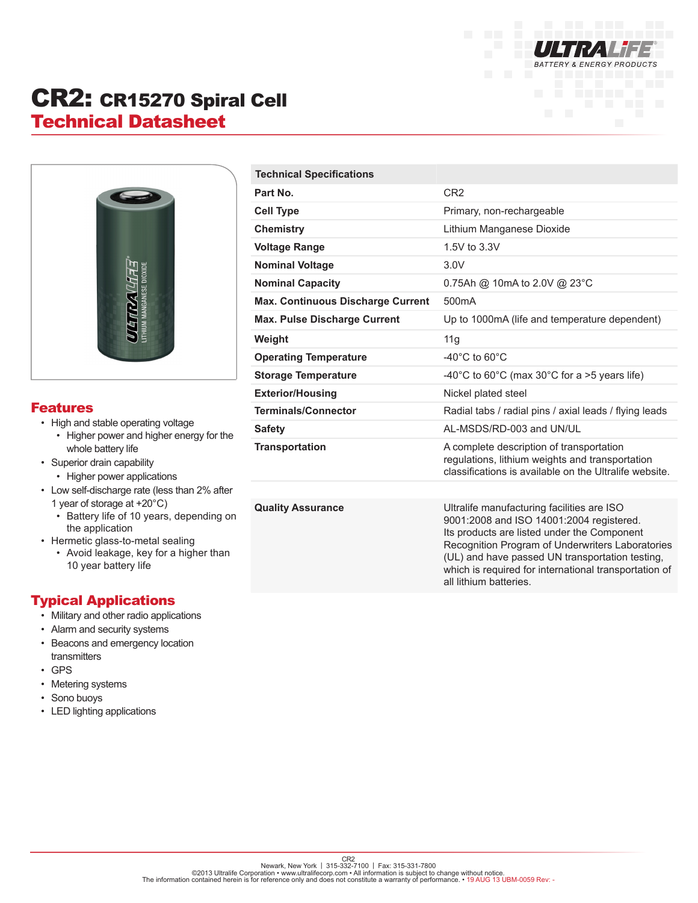# CR2: CR15270 Spiral Cell

## Technical Datasheet

| Technical Specifications | |
|---|---|
| **Part No.** | CR2 |
| **Cell Type** | Primary, non-rechargeable |
| **Chemistry** | Lithium Manganese Dioxide |
| **Voltage Range** | 1.5V to 3.3V |
| **Nominal Voltage** | 3.0V |
| **Nominal Capacity** | 0.75Ah @ 10mA to 2.0V @ 23°C |
| **Max. Continuous Discharge Current** | 500mA |
| **Max. Pulse Discharge Current** | Up to 1000mA (life and temperature dependent) |
| **Weight** | 11g |
| **Operating Temperature** | -40°C to 60°C |
| **Storage Temperature** | -40°C to 60°C (max 30°C for a >5 years life) |
| **Exterior/Housing** | Nickel plated steel |
| **Terminals/Connector** | Radial tabs / radial pins / axial leads / flying leads |
| **Safety** | AL-MSDS/RD-003 and UN/UL |
| **Transportation** | A complete description of transportation regulations, lithium weights and transportation classifications is available on the Ultralife website. |

| | |
|---|---|
| **Quality Assurance** | Ultralife manufacturing facilities are ISO 9001:2008 and ISO 14001:2004 registered. Its products are listed under the Component Recognition Program of Underwriters Laboratories (UL) and have passed UN transportation testing, which is required for international transportation of all lithium batteries. |

## Features

- High and stable operating voltage
  - Higher power and higher energy for the whole battery life
- Superior drain capability
  - Higher power applications
- Low self-discharge rate (less than 2% after 1 year of storage at +20°C)
  - Battery life of 10 years, depending on the application
- Hermetic glass-to-metal sealing
  - Avoid leakage, key for a higher than 10 year battery life

## Typical Applications

- Military and other radio applications
- Alarm and security systems
- Beacons and emergency location transmitters
- GPS
- Metering systems
- Sono buoys
- LED lighting applications

CR2
Newark, New York | 315-332-7100 | Fax: 315-331-7800
©2013 Ultralife Corporation • www.ultralifecorp.com • All information is subject to change without notice.
The information contained herein is for reference only and does not constitute a warranty of performance. • 19 AUG 13 UBM-0059 Rev: -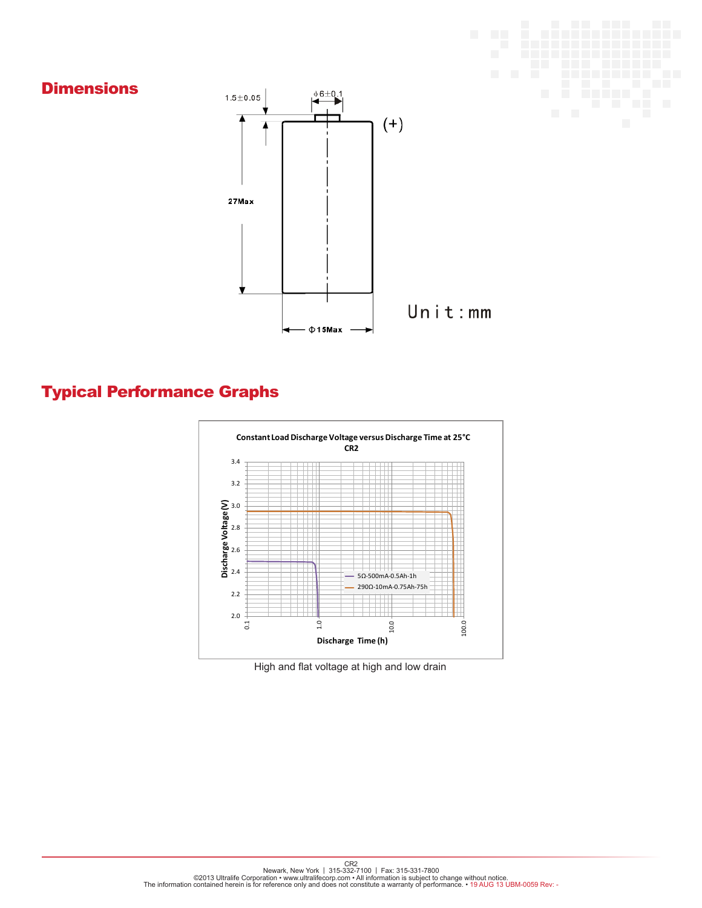## Dimensions

1.5±0.05

ϕ6±0.1

(+)

27Max

Φ15Max

Unit:mm

## Typical Performance Graphs

Constant Load Discharge Voltage versus Discharge Time at 25°C
CR2

Discharge Voltage (V)

3.4
3.2
3.0
2.8
2.6
2.4
2.2
2.0

0.1
1.0
10.0
100.0

Discharge Time (h)

5Ω-500mA-0.5Ah-1h
290Ω-10mA-0.75Ah-75h

High and flat voltage at high and low drain

CR2
Newark, New York | 315-332-7100 | Fax: 315-331-7800
©2013 Ultralife Corporation • www.ultralifecorp.com • All information is subject to change without notice.
The information contained herein is for reference only and does not constitute a warranty of performance. • 19 AUG 13 UBM-0059 Rev: -